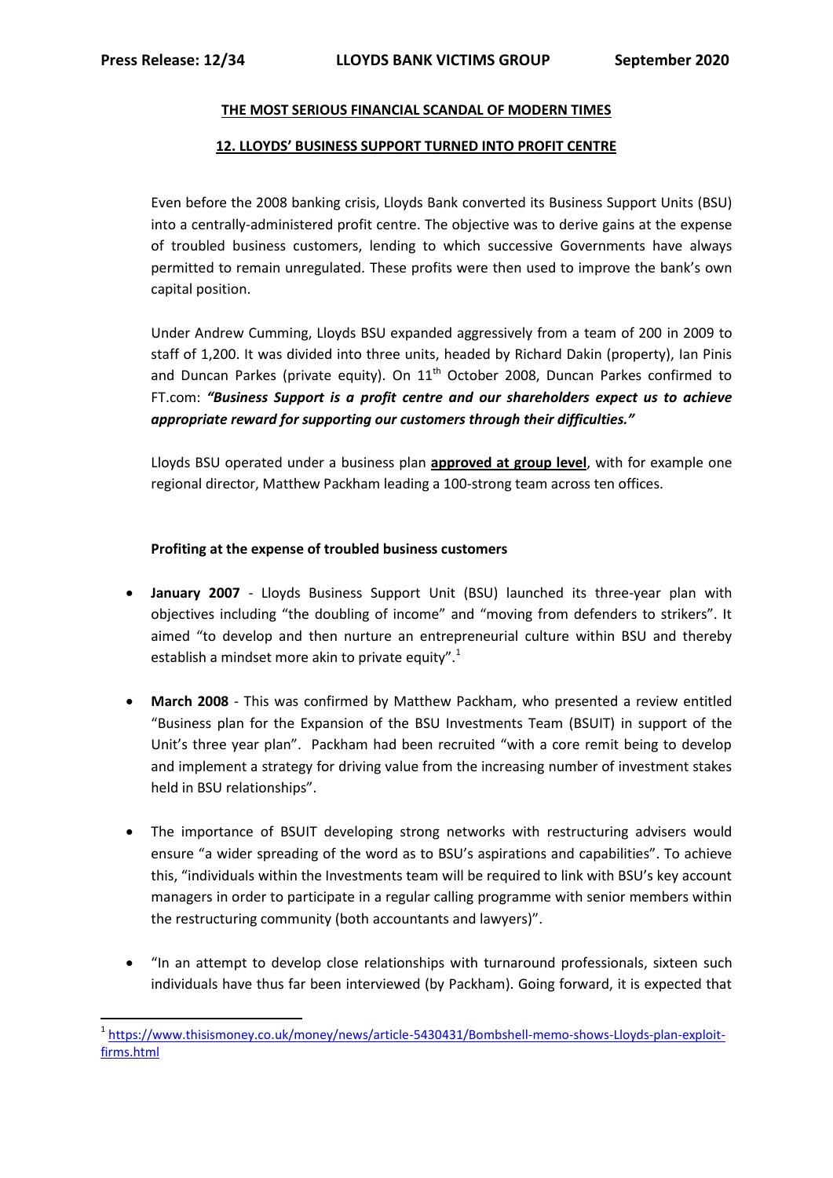## THE MOST SERIOUS FINANCIAL SCANDAL OF MODERN TIMES

## 12. LLOYDS' BUSINESS SUPPORT TURNED INTO PROFIT CENTRE

Even before the 2008 banking crisis, Lloyds Bank converted its Business Support Units (BSU) into a centrally-administered profit centre. The objective was to derive gains at the expense of troubled business customers, lending to which successive Governments have always permitted to remain unregulated. These profits were then used to improve the bank's own capital position.

Under Andrew Cumming, Lloyds BSU expanded aggressively from a team of 200 in 2009 to staff of 1,200. It was divided into three units, headed by Richard Dakin (property), Ian Pinis and Duncan Parkes (private equity). On 11th October 2008, Duncan Parkes confirmed to FT.com: ***"Business Support is a profit centre and our shareholders expect us to achieve appropriate reward for supporting our customers through their difficulties."***

Lloyds BSU operated under a business plan **approved at group level**, with for example one regional director, Matthew Packham leading a 100-strong team across ten offices.

**Profiting at the expense of troubled business customers**

- **January 2007** - Lloyds Business Support Unit (BSU) launched its three-year plan with objectives including "the doubling of income" and "moving from defenders to strikers". It aimed "to develop and then nurture an entrepreneurial culture within BSU and thereby establish a mindset more akin to private equity".[1]

- **March 2008** - This was confirmed by Matthew Packham, who presented a review entitled "Business plan for the Expansion of the BSU Investments Team (BSUIT) in support of the Unit's three year plan". Packham had been recruited "with a core remit being to develop and implement a strategy for driving value from the increasing number of investment stakes held in BSU relationships".

- The importance of BSUIT developing strong networks with restructuring advisers would ensure "a wider spreading of the word as to BSU's aspirations and capabilities". To achieve this, "individuals within the Investments team will be required to link with BSU's key account managers in order to participate in a regular calling programme with senior members within the restructuring community (both accountants and lawyers)".

- "In an attempt to develop close relationships with turnaround professionals, sixteen such individuals have thus far been interviewed (by Packham). Going forward, it is expected that

[1] https://www.thisismoney.co.uk/money/news/article-5430431/Bombshell-memo-shows-Lloyds-plan-exploit-firms.html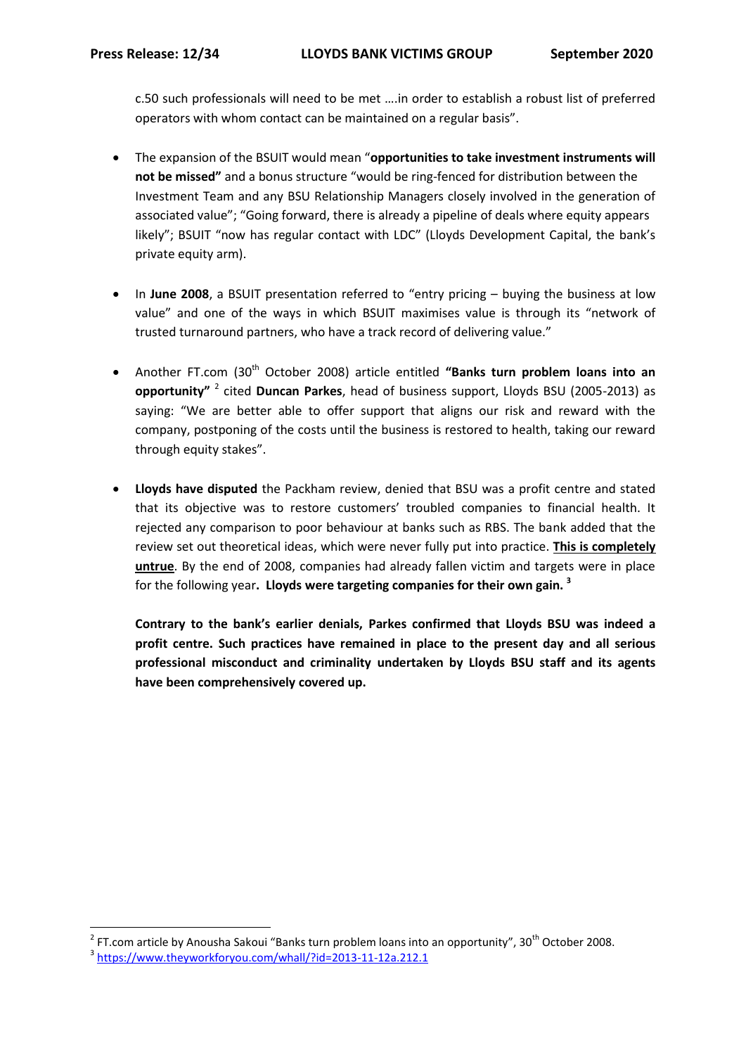c.50 such professionals will need to be met ….in order to establish a robust list of preferred operators with whom contact can be maintained on a regular basis".

- The expansion of the BSUIT would mean "**opportunities to take investment instruments will not be missed"** and a bonus structure "would be ring-fenced for distribution between the Investment Team and any BSU Relationship Managers closely involved in the generation of associated value"; "Going forward, there is already a pipeline of deals where equity appears likely"; BSUIT "now has regular contact with LDC" (Lloyds Development Capital, the bank's private equity arm).

- In **June 2008**, a BSUIT presentation referred to "entry pricing – buying the business at low value" and one of the ways in which BSUIT maximises value is through its "network of trusted turnaround partners, who have a track record of delivering value."

- Another FT.com (30th October 2008) article entitled **"Banks turn problem loans into an opportunity"** [2] cited **Duncan Parkes**, head of business support, Lloyds BSU (2005-2013) as saying: "We are better able to offer support that aligns our risk and reward with the company, postponing of the costs until the business is restored to health, taking our reward through equity stakes".

- **Lloyds have disputed** the Packham review, denied that BSU was a profit centre and stated that its objective was to restore customers' troubled companies to financial health. It rejected any comparison to poor behaviour at banks such as RBS. The bank added that the review set out theoretical ideas, which were never fully put into practice. **This is completely untrue**. By the end of 2008, companies had already fallen victim and targets were in place for the following year**. Lloyds were targeting companies for their own gain.** [3]

  **Contrary to the bank's earlier denials, Parkes confirmed that Lloyds BSU was indeed a profit centre. Such practices have remained in place to the present day and all serious professional misconduct and criminality undertaken by Lloyds BSU staff and its agents have been comprehensively covered up.**

---

[2] FT.com article by Anousha Sakoui "Banks turn problem loans into an opportunity", 30th October 2008.

[3] https://www.theyworkforyou.com/whall/?id=2013-11-12a.212.1